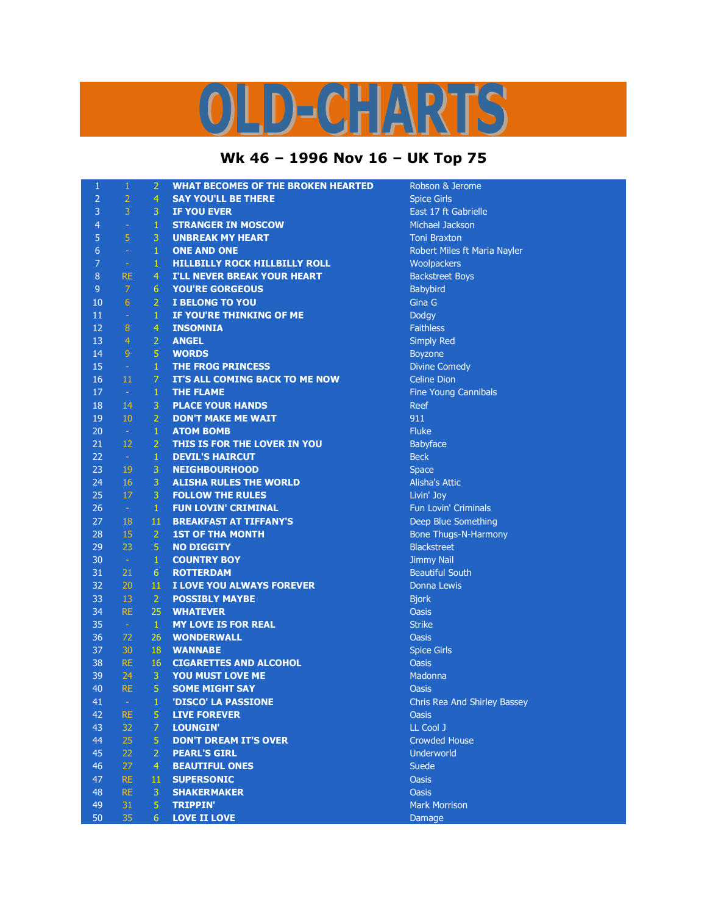# OLD-CHARTS

## Wk 46 – 1996 Nov 16 – UK Top 75

| | | | | |
|---|---|---|---|---|
| 1 | 1 | 2 | WHAT BECOMES OF THE BROKEN HEARTED | Robson & Jerome |
| 2 | 2 | 4 | SAY YOU'LL BE THERE | Spice Girls |
| 3 | 3 | 3 | IF YOU EVER | East 17 ft Gabrielle |
| 4 | - | 1 | STRANGER IN MOSCOW | Michael Jackson |
| 5 | 5 | 3 | UNBREAK MY HEART | Toni Braxton |
| 6 | - | 1 | ONE AND ONE | Robert Miles ft Maria Nayler |
| 7 | - | 1 | HILLBILLY ROCK HILLBILLY ROLL | Woolpackers |
| 8 | RE | 4 | I'LL NEVER BREAK YOUR HEART | Backstreet Boys |
| 9 | 7 | 6 | YOU'RE GORGEOUS | Babybird |
| 10 | 6 | 2 | I BELONG TO YOU | Gina G |
| 11 | - | 1 | IF YOU'RE THINKING OF ME | Dodgy |
| 12 | 8 | 4 | INSOMNIA | Faithless |
| 13 | 4 | 2 | ANGEL | Simply Red |
| 14 | 9 | 5 | WORDS | Boyzone |
| 15 | - | 1 | THE FROG PRINCESS | Divine Comedy |
| 16 | 11 | 7 | IT'S ALL COMING BACK TO ME NOW | Celine Dion |
| 17 | - | 1 | THE FLAME | Fine Young Cannibals |
| 18 | 14 | 3 | PLACE YOUR HANDS | Reef |
| 19 | 10 | 2 | DON'T MAKE ME WAIT | 911 |
| 20 | - | 1 | ATOM BOMB | Fluke |
| 21 | 12 | 2 | THIS IS FOR THE LOVER IN YOU | Babyface |
| 22 | - | 1 | DEVIL'S HAIRCUT | Beck |
| 23 | 19 | 3 | NEIGHBOURHOOD | Space |
| 24 | 16 | 3 | ALISHA RULES THE WORLD | Alisha's Attic |
| 25 | 17 | 3 | FOLLOW THE RULES | Livin' Joy |
| 26 | - | 1 | FUN LOVIN' CRIMINAL | Fun Lovin' Criminals |
| 27 | 18 | 11 | BREAKFAST AT TIFFANY'S | Deep Blue Something |
| 28 | 15 | 2 | 1ST OF THA MONTH | Bone Thugs-N-Harmony |
| 29 | 23 | 5 | NO DIGGITY | Blackstreet |
| 30 | - | 1 | COUNTRY BOY | Jimmy Nail |
| 31 | 21 | 6 | ROTTERDAM | Beautiful South |
| 32 | 20 | 11 | I LOVE YOU ALWAYS FOREVER | Donna Lewis |
| 33 | 13 | 2 | POSSIBLY MAYBE | Bjork |
| 34 | RE | 25 | WHATEVER | Oasis |
| 35 | - | 1 | MY LOVE IS FOR REAL | Strike |
| 36 | 72 | 26 | WONDERWALL | Oasis |
| 37 | 30 | 18 | WANNABE | Spice Girls |
| 38 | RE | 16 | CIGARETTES AND ALCOHOL | Oasis |
| 39 | 24 | 3 | YOU MUST LOVE ME | Madonna |
| 40 | RE | 5 | SOME MIGHT SAY | Oasis |
| 41 | - | 1 | 'DISCO' LA PASSIONE | Chris Rea And Shirley Bassey |
| 42 | RE | 5 | LIVE FOREVER | Oasis |
| 43 | 32 | 7 | LOUNGIN' | LL Cool J |
| 44 | 25 | 5 | DON'T DREAM IT'S OVER | Crowded House |
| 45 | 22 | 2 | PEARL'S GIRL | Underworld |
| 46 | 27 | 4 | BEAUTIFUL ONES | Suede |
| 47 | RE | 11 | SUPERSONIC | Oasis |
| 48 | RE | 3 | SHAKERMAKER | Oasis |
| 49 | 31 | 5 | TRIPPIN' | Mark Morrison |
| 50 | 35 | 6 | LOVE II LOVE | Damage |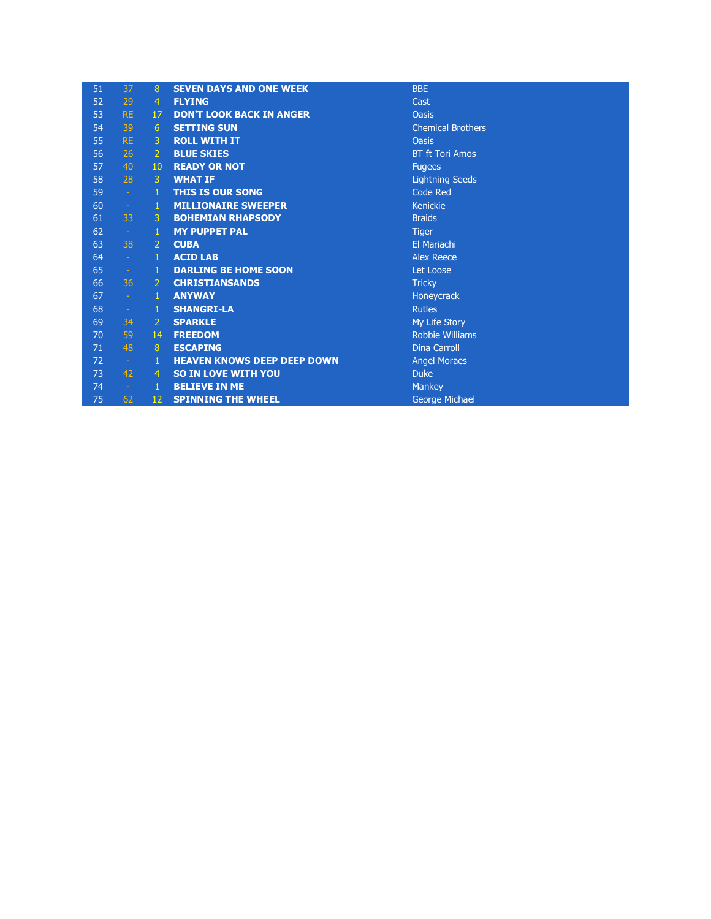| | | | | |
|---|---|---|---|---|
| 51 | 37 | 8 | **SEVEN DAYS AND ONE WEEK** | BBE |
| 52 | 29 | 4 | **FLYING** | Cast |
| 53 | RE | 17 | **DON'T LOOK BACK IN ANGER** | Oasis |
| 54 | 39 | 6 | **SETTING SUN** | Chemical Brothers |
| 55 | RE | 3 | **ROLL WITH IT** | Oasis |
| 56 | 26 | 2 | **BLUE SKIES** | BT ft Tori Amos |
| 57 | 40 | 10 | **READY OR NOT** | Fugees |
| 58 | 28 | 3 | **WHAT IF** | Lightning Seeds |
| 59 | - | 1 | **THIS IS OUR SONG** | Code Red |
| 60 | - | 1 | **MILLIONAIRE SWEEPER** | Kenickie |
| 61 | 33 | 3 | **BOHEMIAN RHAPSODY** | Braids |
| 62 | - | 1 | **MY PUPPET PAL** | Tiger |
| 63 | 38 | 2 | **CUBA** | El Mariachi |
| 64 | - | 1 | **ACID LAB** | Alex Reece |
| 65 | - | 1 | **DARLING BE HOME SOON** | Let Loose |
| 66 | 36 | 2 | **CHRISTIANSANDS** | Tricky |
| 67 | - | 1 | **ANYWAY** | Honeycrack |
| 68 | - | 1 | **SHANGRI-LA** | Rutles |
| 69 | 34 | 2 | **SPARKLE** | My Life Story |
| 70 | 59 | 14 | **FREEDOM** | Robbie Williams |
| 71 | 48 | 8 | **ESCAPING** | Dina Carroll |
| 72 | - | 1 | **HEAVEN KNOWS DEEP DEEP DOWN** | Angel Moraes |
| 73 | 42 | 4 | **SO IN LOVE WITH YOU** | Duke |
| 74 | - | 1 | **BELIEVE IN ME** | Mankey |
| 75 | 62 | 12 | **SPINNING THE WHEEL** | George Michael |